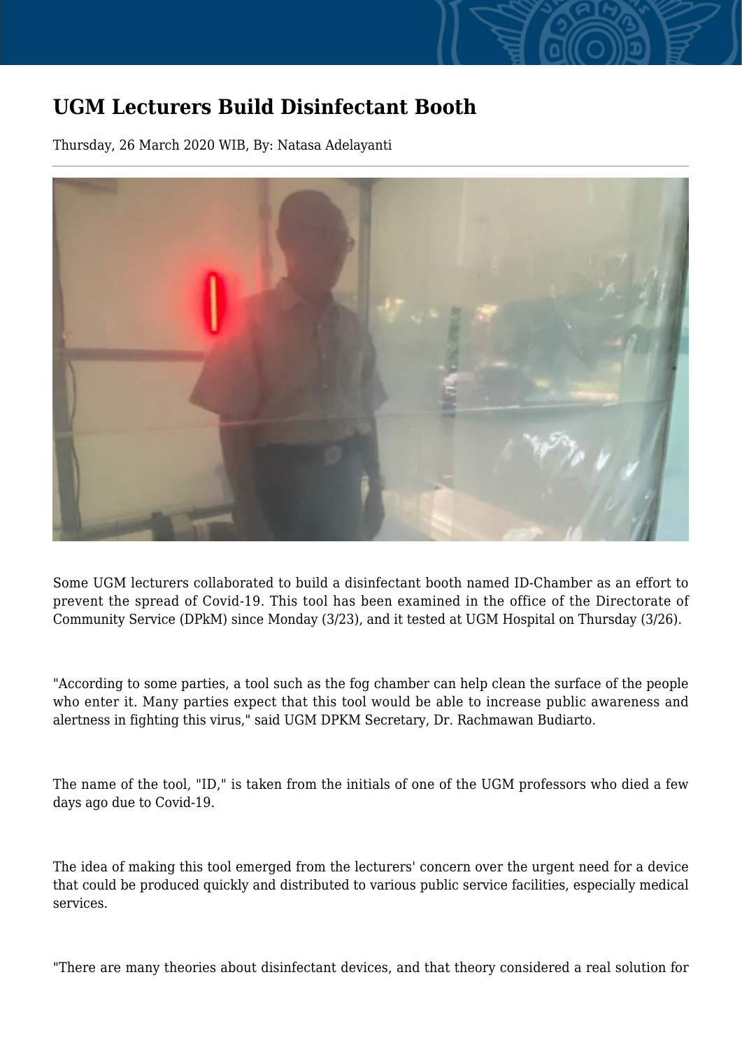# UGM Lecturers Build Disinfectant Booth

Thursday, 26 March 2020 WIB, By: Natasa Adelayanti

Some UGM lecturers collaborated to build a disinfectant booth named ID-Chamber as an effort to prevent the spread of Covid-19. This tool has been examined in the office of the Directorate of Community Service (DPkM) since Monday (3/23), and it tested at UGM Hospital on Thursday (3/26).

"According to some parties, a tool such as the fog chamber can help clean the surface of the people who enter it. Many parties expect that this tool would be able to increase public awareness and alertness in fighting this virus," said UGM DPKM Secretary, Dr. Rachmawan Budiarto.

The name of the tool, "ID," is taken from the initials of one of the UGM professors who died a few days ago due to Covid-19.

The idea of making this tool emerged from the lecturers' concern over the urgent need for a device that could be produced quickly and distributed to various public service facilities, especially medical services.

"There are many theories about disinfectant devices, and that theory considered a real solution for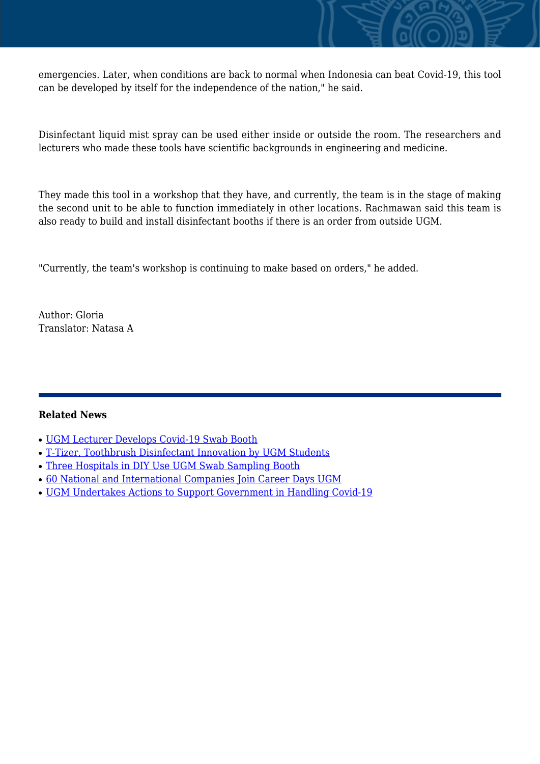emergencies. Later, when conditions are back to normal when Indonesia can beat Covid-19, this tool can be developed by itself for the independence of the nation," he said.

Disinfectant liquid mist spray can be used either inside or outside the room. The researchers and lecturers who made these tools have scientific backgrounds in engineering and medicine.

They made this tool in a workshop that they have, and currently, the team is in the stage of making the second unit to be able to function immediately in other locations. Rachmawan said this team is also ready to build and install disinfectant booths if there is an order from outside UGM.

"Currently, the team's workshop is continuing to make based on orders," he added.

Author: Gloria
Translator: Natasa A

---

**Related News**

- UGM Lecturer Develops Covid-19 Swab Booth
- T-Tizer, Toothbrush Disinfectant Innovation by UGM Students
- Three Hospitals in DIY Use UGM Swab Sampling Booth
- 60 National and International Companies Join Career Days UGM
- UGM Undertakes Actions to Support Government in Handling Covid-19